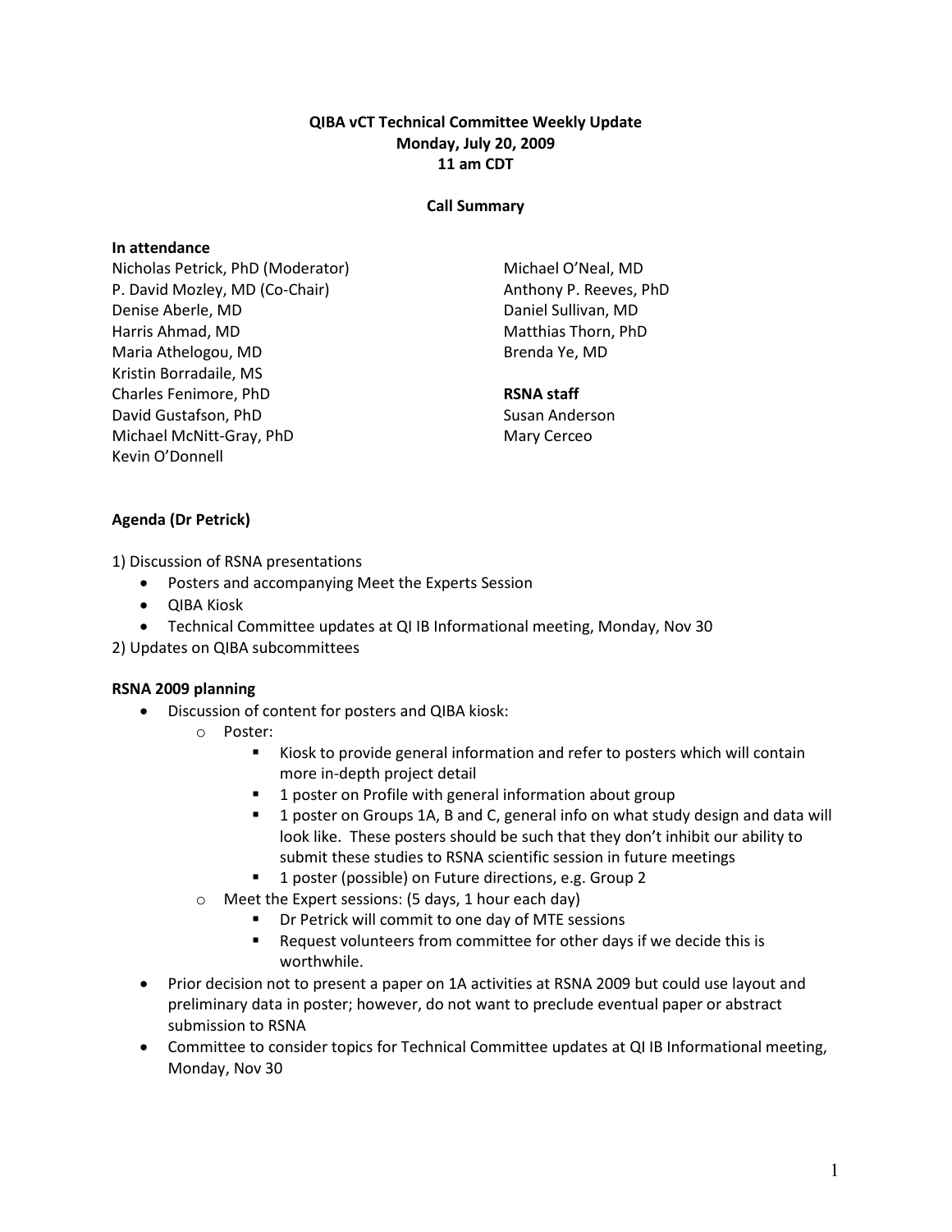**QIBA vCT Technical Committee Weekly Update**
**Monday, July 20, 2009**
**11 am CDT**

**Call Summary**

**In attendance**

Nicholas Petrick, PhD (Moderator)
P. David Mozley, MD (Co-Chair)
Denise Aberle, MD
Harris Ahmad, MD
Maria Athelogou, MD
Kristin Borradaile, MS
Charles Fenimore, PhD
David Gustafson, PhD
Michael McNitt-Gray, PhD
Kevin O'Donnell
Michael O'Neal, MD
Anthony P. Reeves, PhD
Daniel Sullivan, MD
Matthias Thorn, PhD
Brenda Ye, MD

**RSNA staff**

Susan Anderson
Mary Cerceo

**Agenda (Dr Petrick)**

1) Discussion of RSNA presentations
- Posters and accompanying Meet the Experts Session
- QIBA Kiosk
- Technical Committee updates at QI IB Informational meeting, Monday, Nov 30

2) Updates on QIBA subcommittees

**RSNA 2009 planning**

- Discussion of content for posters and QIBA kiosk:
  - Poster:
    - Kiosk to provide general information and refer to posters which will contain more in-depth project detail
    - 1 poster on Profile with general information about group
    - 1 poster on Groups 1A, B and C, general info on what study design and data will look like. These posters should be such that they don't inhibit our ability to submit these studies to RSNA scientific session in future meetings
    - 1 poster (possible) on Future directions, e.g. Group 2
  - Meet the Expert sessions: (5 days, 1 hour each day)
    - Dr Petrick will commit to one day of MTE sessions
    - Request volunteers from committee for other days if we decide this is worthwhile.
- Prior decision not to present a paper on 1A activities at RSNA 2009 but could use layout and preliminary data in poster; however, do not want to preclude eventual paper or abstract submission to RSNA
- Committee to consider topics for Technical Committee updates at QI IB Informational meeting, Monday, Nov 30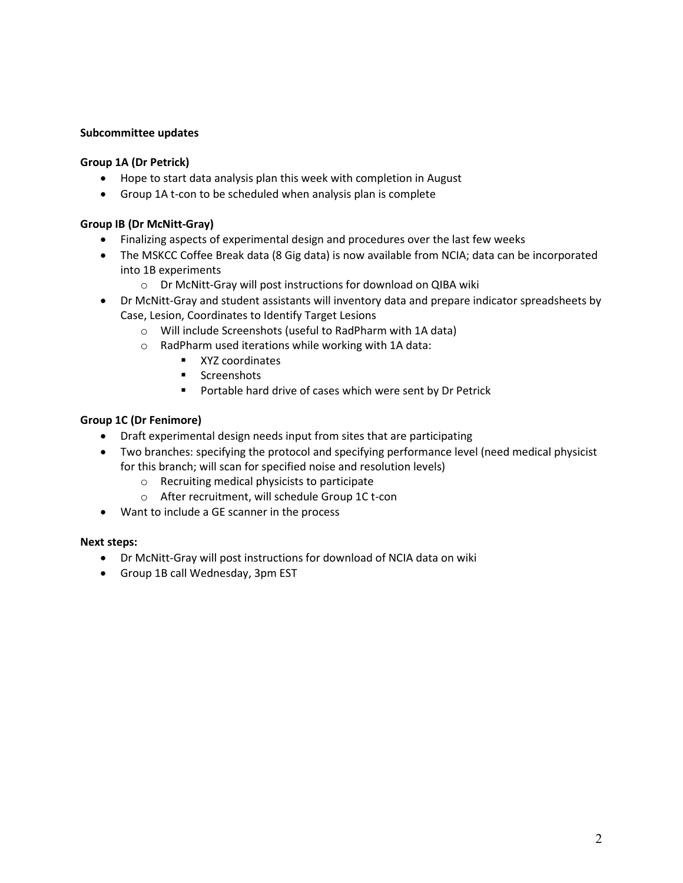**Subcommittee updates**

**Group 1A (Dr Petrick)**

- Hope to start data analysis plan this week with completion in August
- Group 1A t-con to be scheduled when analysis plan is complete

**Group IB (Dr McNitt-Gray)**

- Finalizing aspects of experimental design and procedures over the last few weeks
- The MSKCC Coffee Break data (8 Gig data) is now available from NCIA; data can be incorporated into 1B experiments
  - Dr McNitt-Gray will post instructions for download on QIBA wiki
- Dr McNitt-Gray and student assistants will inventory data and prepare indicator spreadsheets by Case, Lesion, Coordinates to Identify Target Lesions
  - Will include Screenshots (useful to RadPharm with 1A data)
  - RadPharm used iterations while working with 1A data:
    - XYZ coordinates
    - Screenshots
    - Portable hard drive of cases which were sent by Dr Petrick

**Group 1C (Dr Fenimore)**

- Draft experimental design needs input from sites that are participating
- Two branches: specifying the protocol and specifying performance level (need medical physicist for this branch; will scan for specified noise and resolution levels)
  - Recruiting medical physicists to participate
  - After recruitment, will schedule Group 1C t-con
- Want to include a GE scanner in the process

**Next steps:**

- Dr McNitt-Gray will post instructions for download of NCIA data on wiki
- Group 1B call Wednesday, 3pm EST